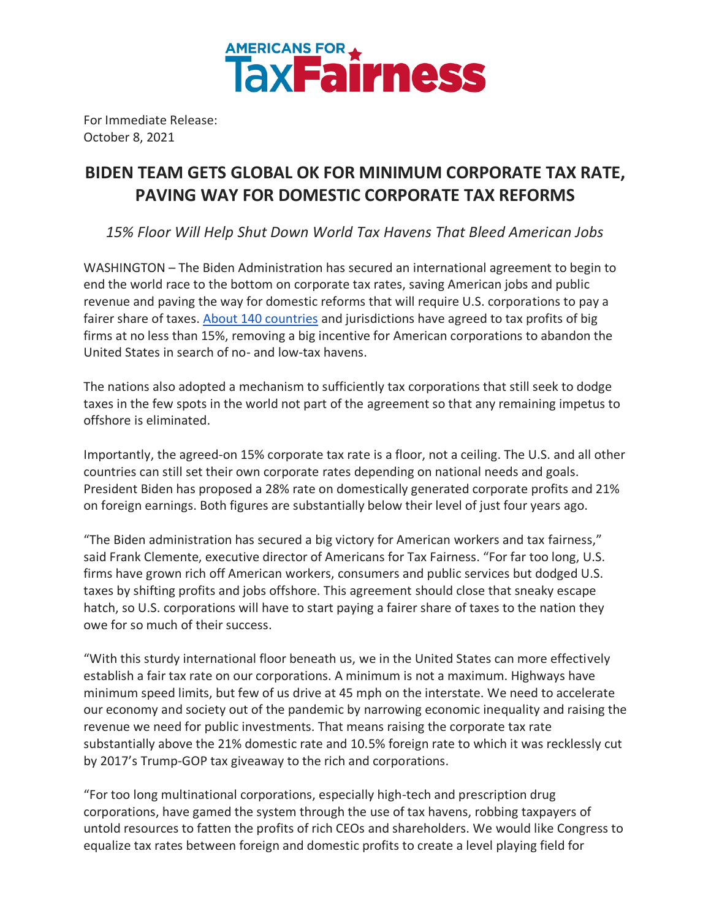AMERICANS FOR TaxFairness

For Immediate Release:
October 8, 2021

# BIDEN TEAM GETS GLOBAL OK FOR MINIMUM CORPORATE TAX RATE, PAVING WAY FOR DOMESTIC CORPORATE TAX REFORMS

*15% Floor Will Help Shut Down World Tax Havens That Bleed American Jobs*

WASHINGTON – The Biden Administration has secured an international agreement to begin to end the world race to the bottom on corporate tax rates, saving American jobs and public revenue and paving the way for domestic reforms that will require U.S. corporations to pay a fairer share of taxes. About 140 countries and jurisdictions have agreed to tax profits of big firms at no less than 15%, removing a big incentive for American corporations to abandon the United States in search of no- and low-tax havens.

The nations also adopted a mechanism to sufficiently tax corporations that still seek to dodge taxes in the few spots in the world not part of the agreement so that any remaining impetus to offshore is eliminated.

Importantly, the agreed-on 15% corporate tax rate is a floor, not a ceiling. The U.S. and all other countries can still set their own corporate rates depending on national needs and goals. President Biden has proposed a 28% rate on domestically generated corporate profits and 21% on foreign earnings. Both figures are substantially below their level of just four years ago.

"The Biden administration has secured a big victory for American workers and tax fairness," said Frank Clemente, executive director of Americans for Tax Fairness. "For far too long, U.S. firms have grown rich off American workers, consumers and public services but dodged U.S. taxes by shifting profits and jobs offshore. This agreement should close that sneaky escape hatch, so U.S. corporations will have to start paying a fairer share of taxes to the nation they owe for so much of their success.

"With this sturdy international floor beneath us, we in the United States can more effectively establish a fair tax rate on our corporations. A minimum is not a maximum. Highways have minimum speed limits, but few of us drive at 45 mph on the interstate. We need to accelerate our economy and society out of the pandemic by narrowing economic inequality and raising the revenue we need for public investments. That means raising the corporate tax rate substantially above the 21% domestic rate and 10.5% foreign rate to which it was recklessly cut by 2017's Trump-GOP tax giveaway to the rich and corporations.

"For too long multinational corporations, especially high-tech and prescription drug corporations, have gamed the system through the use of tax havens, robbing taxpayers of untold resources to fatten the profits of rich CEOs and shareholders. We would like Congress to equalize tax rates between foreign and domestic profits to create a level playing field for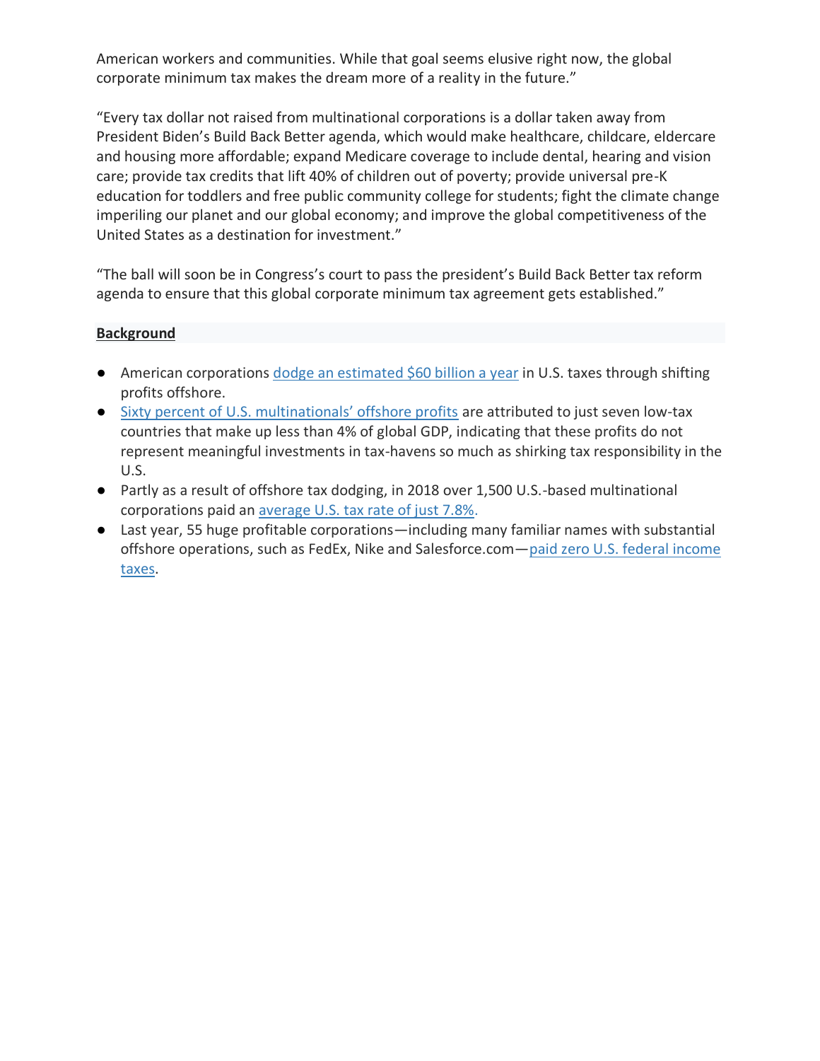American workers and communities. While that goal seems elusive right now, the global corporate minimum tax makes the dream more of a reality in the future."

"Every tax dollar not raised from multinational corporations is a dollar taken away from President Biden's Build Back Better agenda, which would make healthcare, childcare, eldercare and housing more affordable; expand Medicare coverage to include dental, hearing and vision care; provide tax credits that lift 40% of children out of poverty; provide universal pre-K education for toddlers and free public community college for students; fight the climate change imperiling our planet and our global economy; and improve the global competitiveness of the United States as a destination for investment."

"The ball will soon be in Congress's court to pass the president's Build Back Better tax reform agenda to ensure that this global corporate minimum tax agreement gets established."

**Background**

- American corporations dodge an estimated $60 billion a year in U.S. taxes through shifting profits offshore.
- Sixty percent of U.S. multinationals' offshore profits are attributed to just seven low-tax countries that make up less than 4% of global GDP, indicating that these profits do not represent meaningful investments in tax-havens so much as shirking tax responsibility in the U.S.
- Partly as a result of offshore tax dodging, in 2018 over 1,500 U.S.-based multinational corporations paid an average U.S. tax rate of just 7.8%.
- Last year, 55 huge profitable corporations—including many familiar names with substantial offshore operations, such as FedEx, Nike and Salesforce.com—paid zero U.S. federal income taxes.